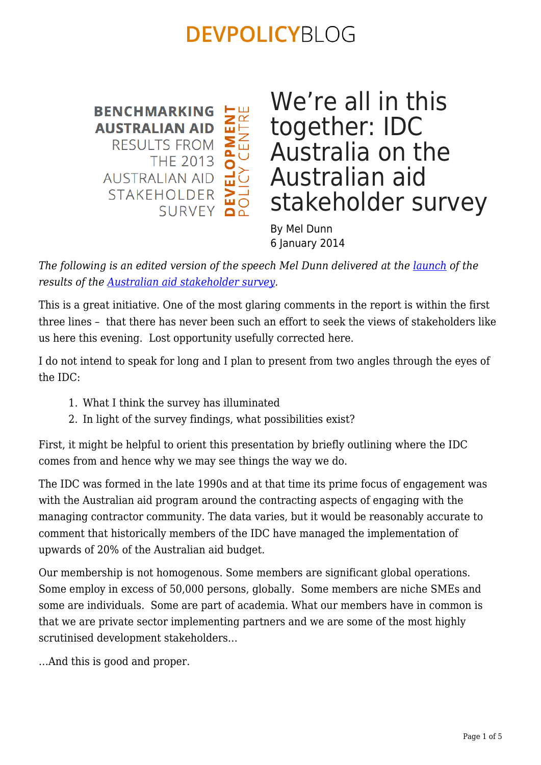# DEVPOLICYBLOG

BENCHMARKING AUSTRALIAN AID RESULTS FROM THE 2013 AUSTRALIAN AID STAKEHOLDER SURVEY

DEVELOPMENT POLICY CENTRE

# We're all in this together: IDC Australia on the Australian aid stakeholder survey

By Mel Dunn
6 January 2014

*The following is an edited version of the speech Mel Dunn delivered at the launch of the results of the Australian aid stakeholder survey.*

This is a great initiative. One of the most glaring comments in the report is within the first three lines – that there has never been such an effort to seek the views of stakeholders like us here this evening. Lost opportunity usefully corrected here.

I do not intend to speak for long and I plan to present from two angles through the eyes of the IDC:

1. What I think the survey has illuminated
2. In light of the survey findings, what possibilities exist?

First, it might be helpful to orient this presentation by briefly outlining where the IDC comes from and hence why we may see things the way we do.

The IDC was formed in the late 1990s and at that time its prime focus of engagement was with the Australian aid program around the contracting aspects of engaging with the managing contractor community. The data varies, but it would be reasonably accurate to comment that historically members of the IDC have managed the implementation of upwards of 20% of the Australian aid budget.

Our membership is not homogenous. Some members are significant global operations. Some employ in excess of 50,000 persons, globally. Some members are niche SMEs and some are individuals. Some are part of academia. What our members have in common is that we are private sector implementing partners and we are some of the most highly scrutinised development stakeholders…

…And this is good and proper.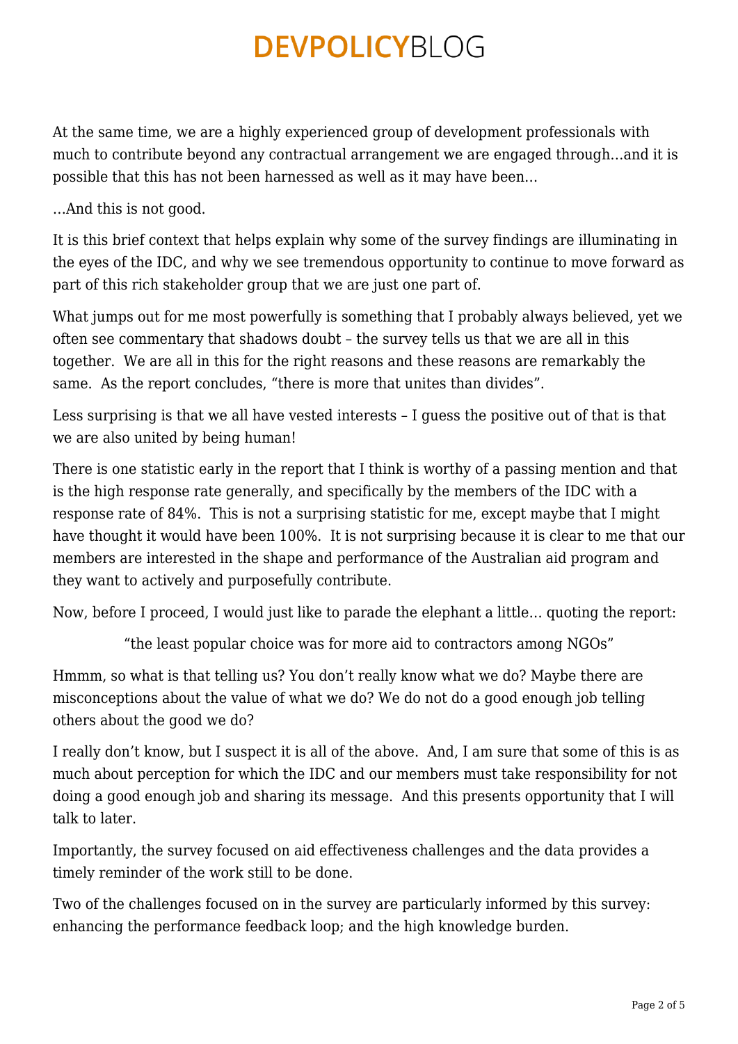At the same time, we are a highly experienced group of development professionals with much to contribute beyond any contractual arrangement we are engaged through…and it is possible that this has not been harnessed as well as it may have been…

…And this is not good.

It is this brief context that helps explain why some of the survey findings are illuminating in the eyes of the IDC, and why we see tremendous opportunity to continue to move forward as part of this rich stakeholder group that we are just one part of.

What jumps out for me most powerfully is something that I probably always believed, yet we often see commentary that shadows doubt – the survey tells us that we are all in this together. We are all in this for the right reasons and these reasons are remarkably the same. As the report concludes, "there is more that unites than divides".

Less surprising is that we all have vested interests – I guess the positive out of that is that we are also united by being human!

There is one statistic early in the report that I think is worthy of a passing mention and that is the high response rate generally, and specifically by the members of the IDC with a response rate of 84%. This is not a surprising statistic for me, except maybe that I might have thought it would have been 100%. It is not surprising because it is clear to me that our members are interested in the shape and performance of the Australian aid program and they want to actively and purposefully contribute.

Now, before I proceed, I would just like to parade the elephant a little… quoting the report:

> "the least popular choice was for more aid to contractors among NGOs"

Hmmm, so what is that telling us? You don't really know what we do? Maybe there are misconceptions about the value of what we do? We do not do a good enough job telling others about the good we do?

I really don't know, but I suspect it is all of the above. And, I am sure that some of this is as much about perception for which the IDC and our members must take responsibility for not doing a good enough job and sharing its message. And this presents opportunity that I will talk to later.

Importantly, the survey focused on aid effectiveness challenges and the data provides a timely reminder of the work still to be done.

Two of the challenges focused on in the survey are particularly informed by this survey: enhancing the performance feedback loop; and the high knowledge burden.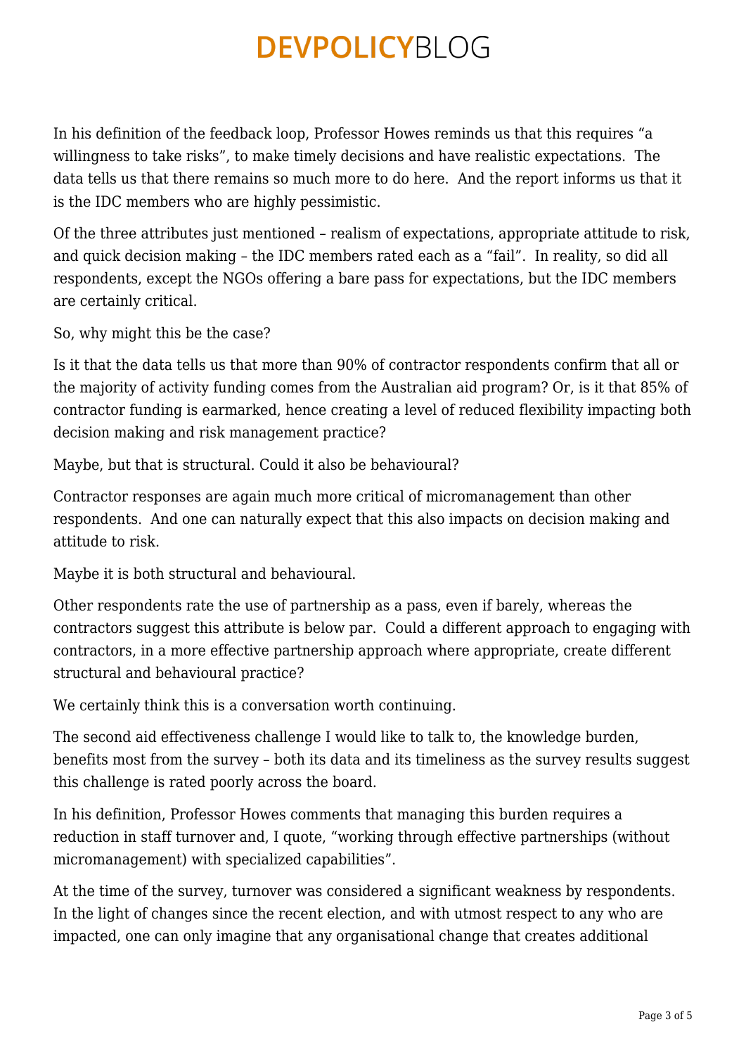In his definition of the feedback loop, Professor Howes reminds us that this requires "a willingness to take risks", to make timely decisions and have realistic expectations. The data tells us that there remains so much more to do here. And the report informs us that it is the IDC members who are highly pessimistic.

Of the three attributes just mentioned – realism of expectations, appropriate attitude to risk, and quick decision making – the IDC members rated each as a "fail". In reality, so did all respondents, except the NGOs offering a bare pass for expectations, but the IDC members are certainly critical.

So, why might this be the case?

Is it that the data tells us that more than 90% of contractor respondents confirm that all or the majority of activity funding comes from the Australian aid program? Or, is it that 85% of contractor funding is earmarked, hence creating a level of reduced flexibility impacting both decision making and risk management practice?

Maybe, but that is structural. Could it also be behavioural?

Contractor responses are again much more critical of micromanagement than other respondents. And one can naturally expect that this also impacts on decision making and attitude to risk.

Maybe it is both structural and behavioural.

Other respondents rate the use of partnership as a pass, even if barely, whereas the contractors suggest this attribute is below par. Could a different approach to engaging with contractors, in a more effective partnership approach where appropriate, create different structural and behavioural practice?

We certainly think this is a conversation worth continuing.

The second aid effectiveness challenge I would like to talk to, the knowledge burden, benefits most from the survey – both its data and its timeliness as the survey results suggest this challenge is rated poorly across the board.

In his definition, Professor Howes comments that managing this burden requires a reduction in staff turnover and, I quote, "working through effective partnerships (without micromanagement) with specialized capabilities".

At the time of the survey, turnover was considered a significant weakness by respondents. In the light of changes since the recent election, and with utmost respect to any who are impacted, one can only imagine that any organisational change that creates additional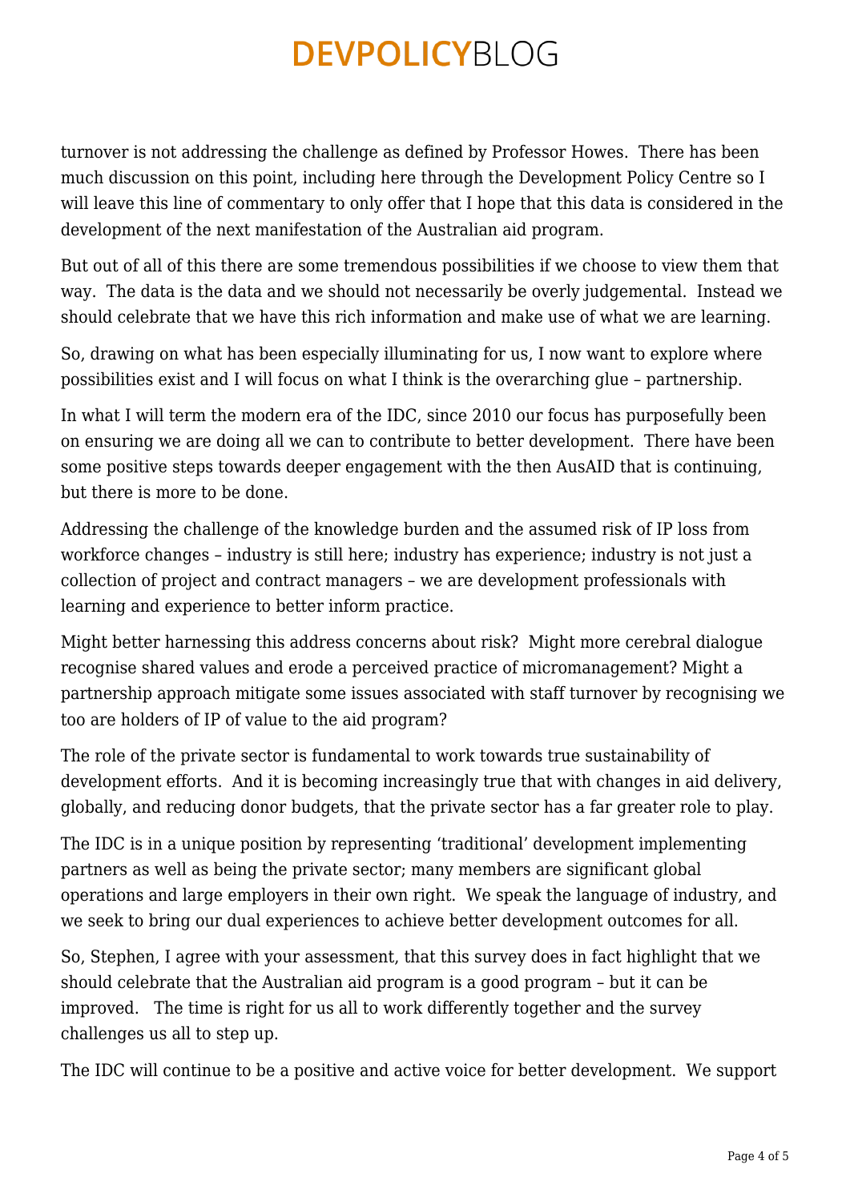turnover is not addressing the challenge as defined by Professor Howes. There has been much discussion on this point, including here through the Development Policy Centre so I will leave this line of commentary to only offer that I hope that this data is considered in the development of the next manifestation of the Australian aid program.

But out of all of this there are some tremendous possibilities if we choose to view them that way. The data is the data and we should not necessarily be overly judgemental. Instead we should celebrate that we have this rich information and make use of what we are learning.

So, drawing on what has been especially illuminating for us, I now want to explore where possibilities exist and I will focus on what I think is the overarching glue – partnership.

In what I will term the modern era of the IDC, since 2010 our focus has purposefully been on ensuring we are doing all we can to contribute to better development. There have been some positive steps towards deeper engagement with the then AusAID that is continuing, but there is more to be done.

Addressing the challenge of the knowledge burden and the assumed risk of IP loss from workforce changes – industry is still here; industry has experience; industry is not just a collection of project and contract managers – we are development professionals with learning and experience to better inform practice.

Might better harnessing this address concerns about risk? Might more cerebral dialogue recognise shared values and erode a perceived practice of micromanagement? Might a partnership approach mitigate some issues associated with staff turnover by recognising we too are holders of IP of value to the aid program?

The role of the private sector is fundamental to work towards true sustainability of development efforts. And it is becoming increasingly true that with changes in aid delivery, globally, and reducing donor budgets, that the private sector has a far greater role to play.

The IDC is in a unique position by representing 'traditional' development implementing partners as well as being the private sector; many members are significant global operations and large employers in their own right. We speak the language of industry, and we seek to bring our dual experiences to achieve better development outcomes for all.

So, Stephen, I agree with your assessment, that this survey does in fact highlight that we should celebrate that the Australian aid program is a good program – but it can be improved. The time is right for us all to work differently together and the survey challenges us all to step up.

The IDC will continue to be a positive and active voice for better development. We support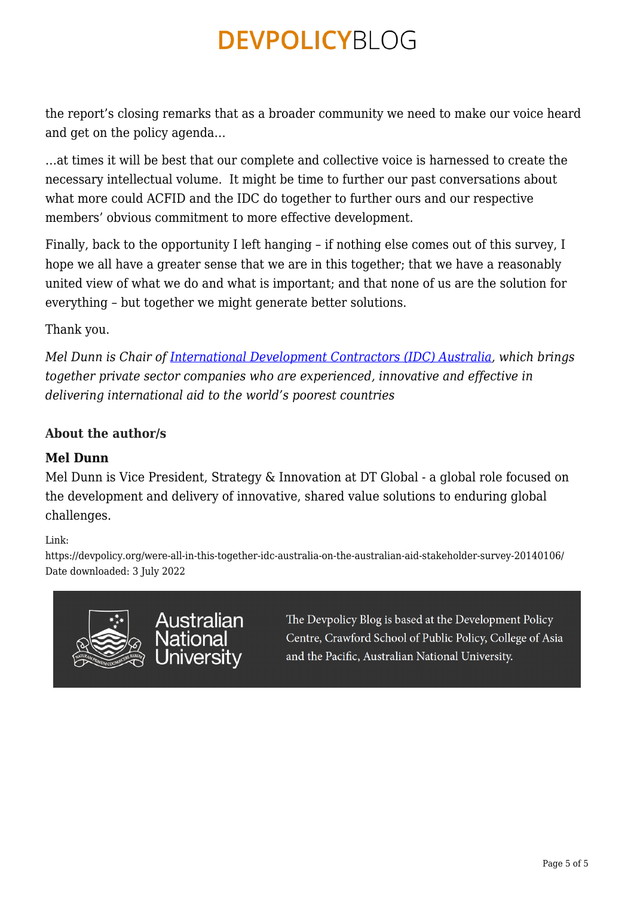the report's closing remarks that as a broader community we need to make our voice heard and get on the policy agenda…

…at times it will be best that our complete and collective voice is harnessed to create the necessary intellectual volume. It might be time to further our past conversations about what more could ACFID and the IDC do together to further ours and our respective members' obvious commitment to more effective development.

Finally, back to the opportunity I left hanging – if nothing else comes out of this survey, I hope we all have a greater sense that we are in this together; that we have a reasonably united view of what we do and what is important; and that none of us are the solution for everything – but together we might generate better solutions.

Thank you.

*Mel Dunn is Chair of International Development Contractors (IDC) Australia, which brings together private sector companies who are experienced, innovative and effective in delivering international aid to the world's poorest countries*

### About the author/s

**Mel Dunn**

Mel Dunn is Vice President, Strategy & Innovation at DT Global - a global role focused on the development and delivery of innovative, shared value solutions to enduring global challenges.

Link:
https://devpolicy.org/were-all-in-this-together-idc-australia-on-the-australian-aid-stakeholder-survey-20140106/
Date downloaded: 3 July 2022

Australian National University

The Devpolicy Blog is based at the Development Policy Centre, Crawford School of Public Policy, College of Asia and the Pacific, Australian National University.